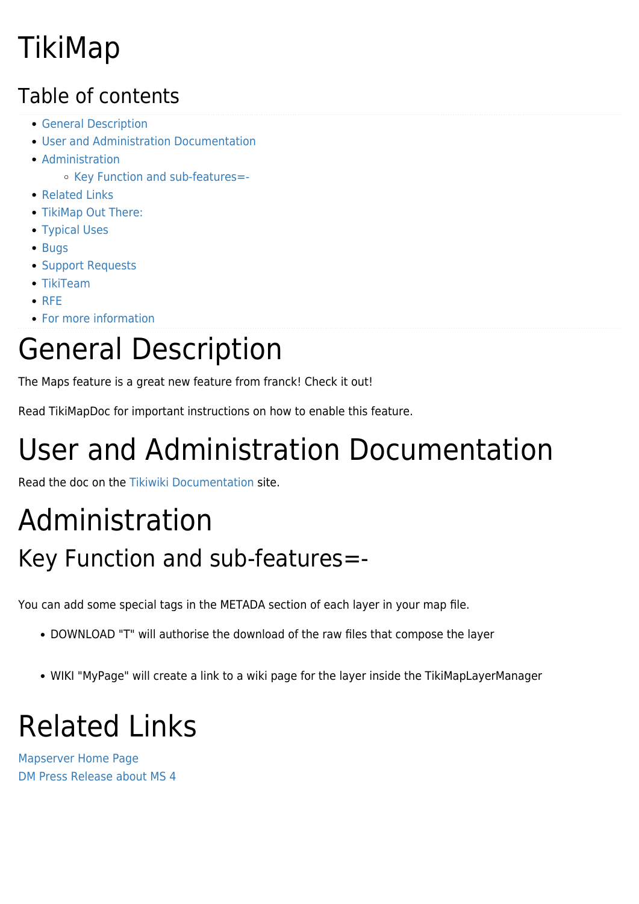# TikiMap

## Table of contents

- General Description
- User and Administration Documentation
- Administration
  - Key Function and sub-features=-
- Related Links
- TikiMap Out There:
- Typical Uses
- Bugs
- Support Requests
- TikiTeam
- RFE
- For more information

# General Description

The Maps feature is a great new feature from franck! Check it out!

Read TikiMapDoc for important instructions on how to enable this feature.

# User and Administration Documentation

Read the doc on the Tikiwiki Documentation site.

# Administration

## Key Function and sub-features=-

You can add some special tags in the METADA section of each layer in your map file.

- DOWNLOAD "T" will authorise the download of the raw files that compose the layer

- WIKI "MyPage" will create a link to a wiki page for the layer inside the TikiMapLayerManager

# Related Links

Mapserver Home Page
DM Press Release about MS 4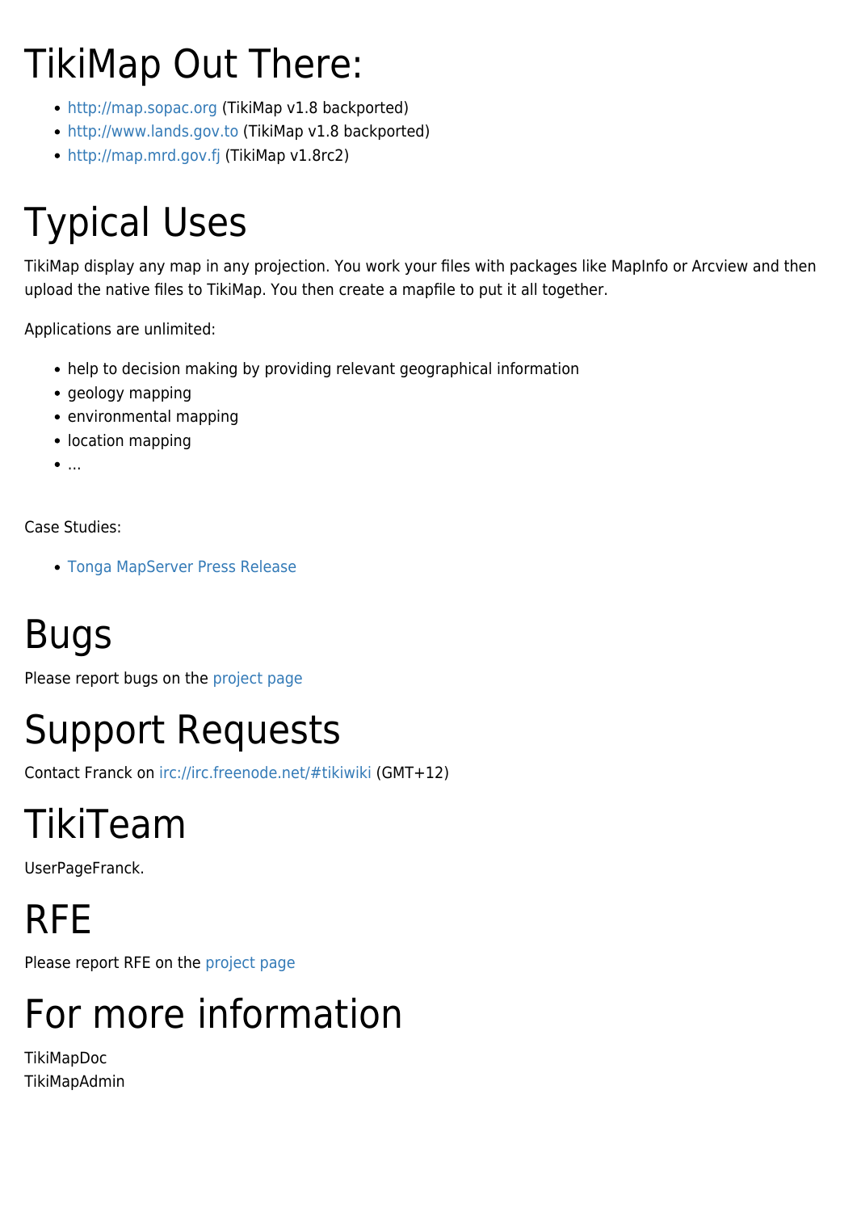# TikiMap Out There:

- http://map.sopac.org (TikiMap v1.8 backported)
- http://www.lands.gov.to (TikiMap v1.8 backported)
- http://map.mrd.gov.fj (TikiMap v1.8rc2)

# Typical Uses

TikiMap display any map in any projection. You work your files with packages like MapInfo or Arcview and then upload the native files to TikiMap. You then create a mapfile to put it all together.

Applications are unlimited:

- help to decision making by providing relevant geographical information
- geology mapping
- environmental mapping
- location mapping
- ...

Case Studies:

- Tonga MapServer Press Release

# Bugs

Please report bugs on the project page

# Support Requests

Contact Franck on irc://irc.freenode.net/#tikiwiki (GMT+12)

# TikiTeam

UserPageFranck.

# RFE

Please report RFE on the project page

# For more information

TikiMapDoc
TikiMapAdmin